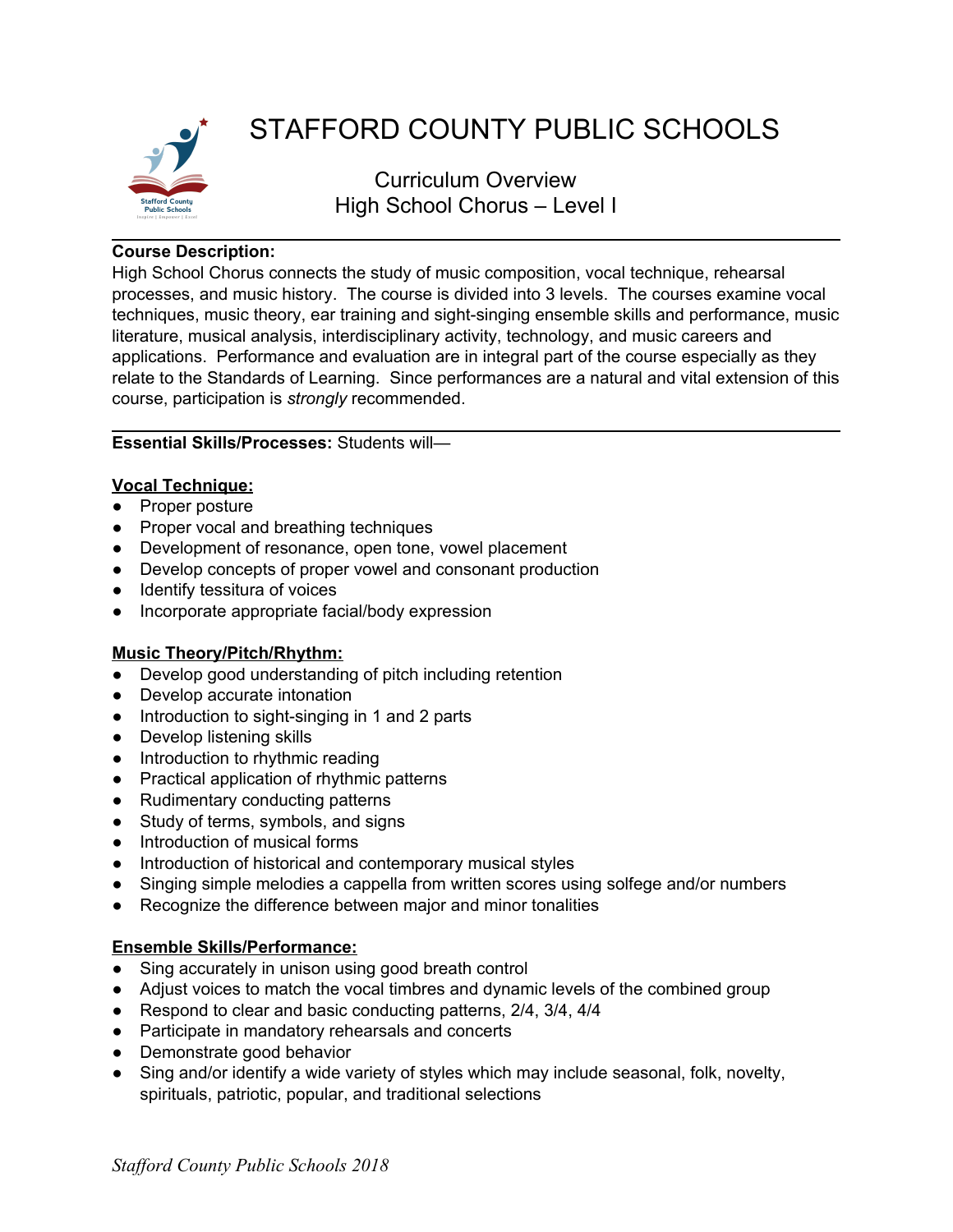# STAFFORD COUNTY PUBLIC SCHOOLS

## Curriculum Overview
## High School Chorus – Level I

**Course Description:**
High School Chorus connects the study of music composition, vocal technique, rehearsal processes, and music history. The course is divided into 3 levels. The courses examine vocal techniques, music theory, ear training and sight-singing ensemble skills and performance, music literature, musical analysis, interdisciplinary activity, technology, and music careers and applications. Performance and evaluation are in integral part of the course especially as they relate to the Standards of Learning. Since performances are a natural and vital extension of this course, participation is *strongly* recommended.

**Essential Skills/Processes:** Students will—

**Vocal Technique:**

- Proper posture
- Proper vocal and breathing techniques
- Development of resonance, open tone, vowel placement
- Develop concepts of proper vowel and consonant production
- Identify tessitura of voices
- Incorporate appropriate facial/body expression

**Music Theory/Pitch/Rhythm:**

- Develop good understanding of pitch including retention
- Develop accurate intonation
- Introduction to sight-singing in 1 and 2 parts
- Develop listening skills
- Introduction to rhythmic reading
- Practical application of rhythmic patterns
- Rudimentary conducting patterns
- Study of terms, symbols, and signs
- Introduction of musical forms
- Introduction of historical and contemporary musical styles
- Singing simple melodies a cappella from written scores using solfege and/or numbers
- Recognize the difference between major and minor tonalities

**Ensemble Skills/Performance:**

- Sing accurately in unison using good breath control
- Adjust voices to match the vocal timbres and dynamic levels of the combined group
- Respond to clear and basic conducting patterns, 2/4, 3/4, 4/4
- Participate in mandatory rehearsals and concerts
- Demonstrate good behavior
- Sing and/or identify a wide variety of styles which may include seasonal, folk, novelty, spirituals, patriotic, popular, and traditional selections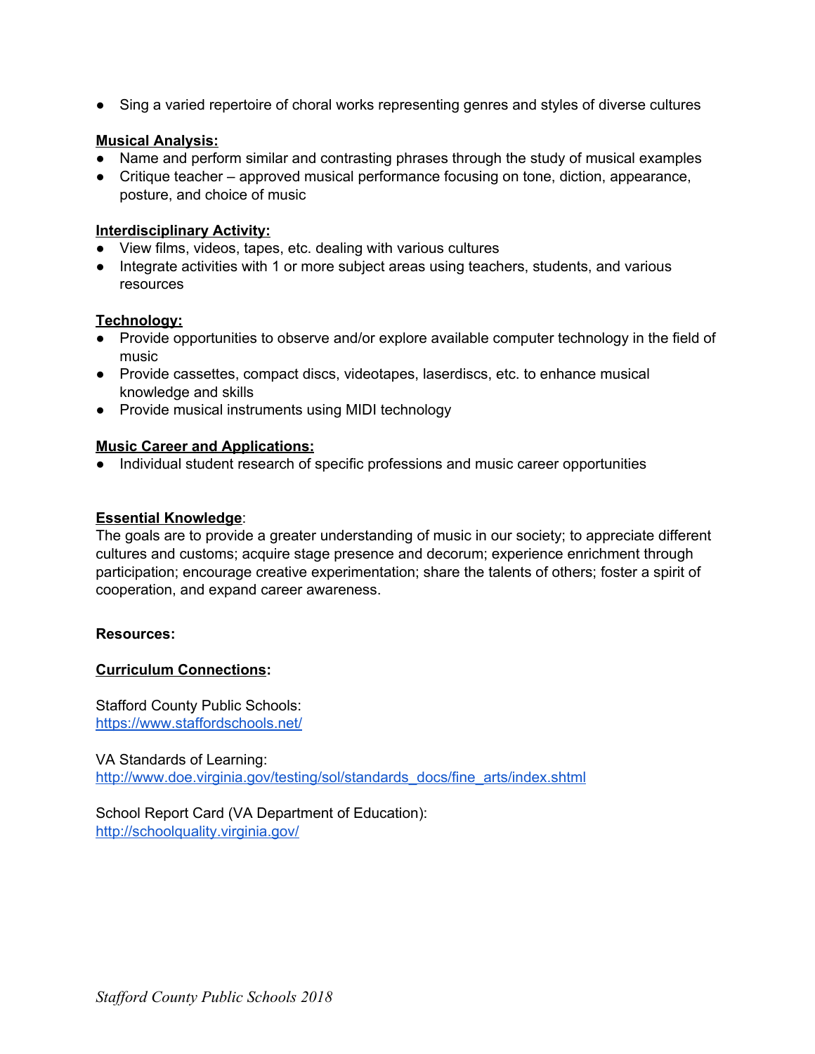- Sing a varied repertoire of choral works representing genres and styles of diverse cultures

**Musical Analysis:**

- Name and perform similar and contrasting phrases through the study of musical examples
- Critique teacher – approved musical performance focusing on tone, diction, appearance, posture, and choice of music

**Interdisciplinary Activity:**

- View films, videos, tapes, etc. dealing with various cultures
- Integrate activities with 1 or more subject areas using teachers, students, and various resources

**Technology:**

- Provide opportunities to observe and/or explore available computer technology in the field of music
- Provide cassettes, compact discs, videotapes, laserdiscs, etc. to enhance musical knowledge and skills
- Provide musical instruments using MIDI technology

**Music Career and Applications:**

- Individual student research of specific professions and music career opportunities

**Essential Knowledge**:

The goals are to provide a greater understanding of music in our society; to appreciate different cultures and customs; acquire stage presence and decorum; experience enrichment through participation; encourage creative experimentation; share the talents of others; foster a spirit of cooperation, and expand career awareness.

**Resources:**

**Curriculum Connections:**

Stafford County Public Schools:
https://www.staffordschools.net/

VA Standards of Learning:
http://www.doe.virginia.gov/testing/sol/standards_docs/fine_arts/index.shtml

School Report Card (VA Department of Education):
http://schoolquality.virginia.gov/